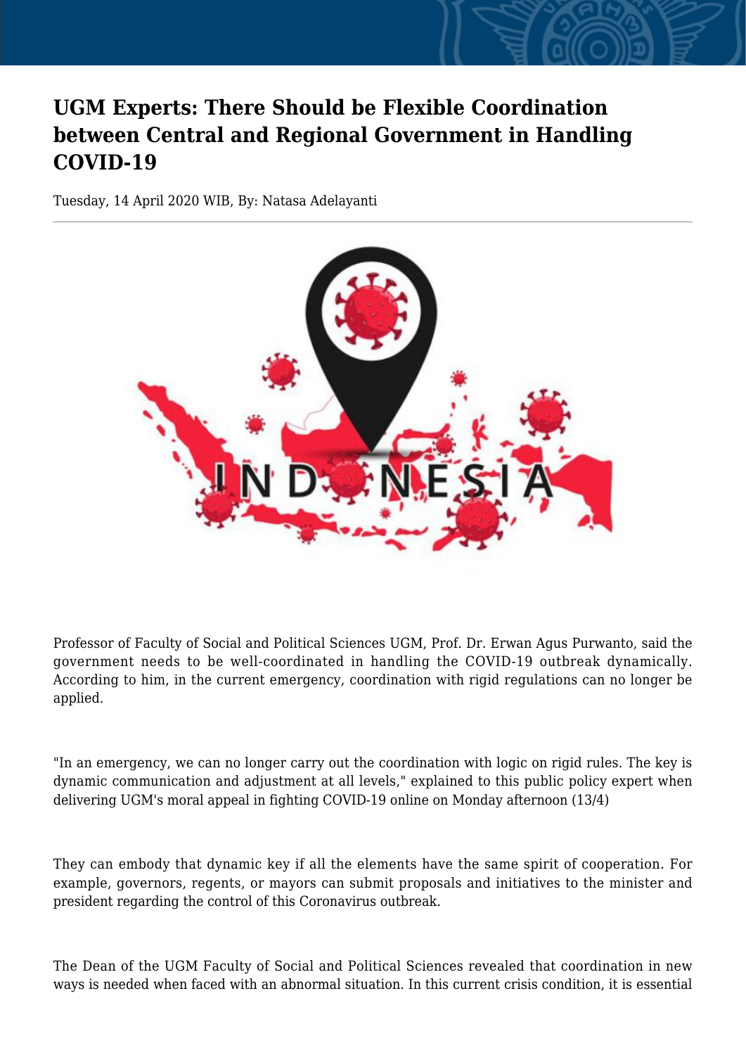# UGM Experts: There Should be Flexible Coordination between Central and Regional Government in Handling COVID-19

Tuesday, 14 April 2020 WIB, By: Natasa Adelayanti

Professor of Faculty of Social and Political Sciences UGM, Prof. Dr. Erwan Agus Purwanto, said the government needs to be well-coordinated in handling the COVID-19 outbreak dynamically. According to him, in the current emergency, coordination with rigid regulations can no longer be applied.

"In an emergency, we can no longer carry out the coordination with logic on rigid rules. The key is dynamic communication and adjustment at all levels," explained to this public policy expert when delivering UGM's moral appeal in fighting COVID-19 online on Monday afternoon (13/4)

They can embody that dynamic key if all the elements have the same spirit of cooperation. For example, governors, regents, or mayors can submit proposals and initiatives to the minister and president regarding the control of this Coronavirus outbreak.

The Dean of the UGM Faculty of Social and Political Sciences revealed that coordination in new ways is needed when faced with an abnormal situation. In this current crisis condition, it is essential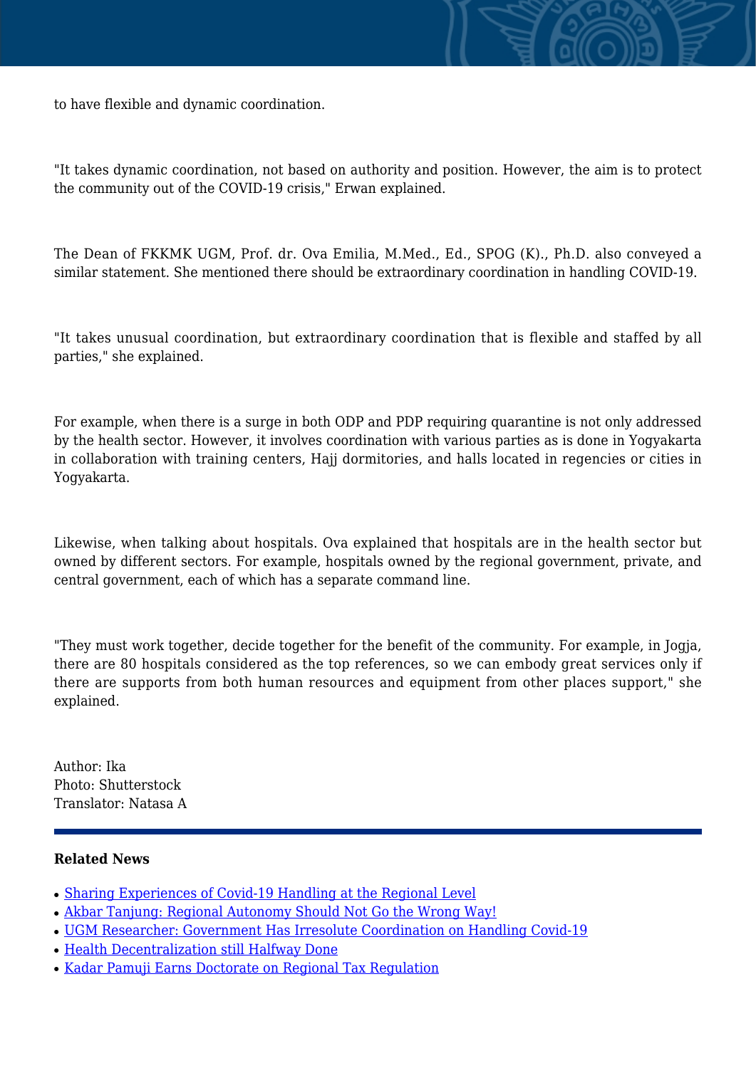to have flexible and dynamic coordination.

"It takes dynamic coordination, not based on authority and position. However, the aim is to protect the community out of the COVID-19 crisis," Erwan explained.

The Dean of FKKMK UGM, Prof. dr. Ova Emilia, M.Med., Ed., SPOG (K)., Ph.D. also conveyed a similar statement. She mentioned there should be extraordinary coordination in handling COVID-19.

"It takes unusual coordination, but extraordinary coordination that is flexible and staffed by all parties," she explained.

For example, when there is a surge in both ODP and PDP requiring quarantine is not only addressed by the health sector. However, it involves coordination with various parties as is done in Yogyakarta in collaboration with training centers, Hajj dormitories, and halls located in regencies or cities in Yogyakarta.

Likewise, when talking about hospitals. Ova explained that hospitals are in the health sector but owned by different sectors. For example, hospitals owned by the regional government, private, and central government, each of which has a separate command line.

"They must work together, decide together for the benefit of the community. For example, in Jogja, there are 80 hospitals considered as the top references, so we can embody great services only if there are supports from both human resources and equipment from other places support," she explained.

Author: Ika
Photo: Shutterstock
Translator: Natasa A

---

**Related News**

- Sharing Experiences of Covid-19 Handling at the Regional Level
- Akbar Tanjung: Regional Autonomy Should Not Go the Wrong Way!
- UGM Researcher: Government Has Irresolute Coordination on Handling Covid-19
- Health Decentralization still Halfway Done
- Kadar Pamuji Earns Doctorate on Regional Tax Regulation